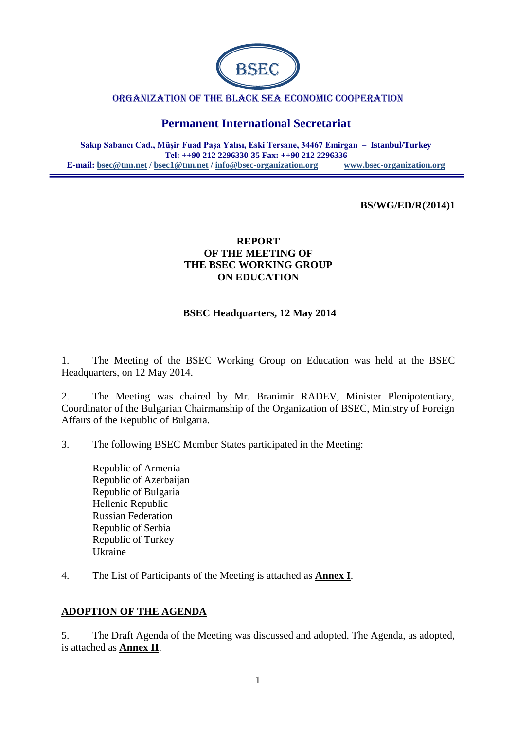BSEC

ORGANIZATION OF THE BLACK SEA ECONOMIC COOPERATION

## Permanent International Secretariat

**Sakıp Sabancı Cad., Müşir Fuad Paşa Yalısı, Eski Tersane, 34467 Emirgan – Istanbul/Turkey**
**Tel: ++90 212 2296330-35 Fax: ++90 212 2296336**
**E-mail: bsec@tnn.net / bsec1@tnn.net / info@bsec-organization.org www.bsec-organization.org**

**BS/WG/ED/R(2014)1**

# REPORT OF THE MEETING OF THE BSEC WORKING GROUP ON EDUCATION

**BSEC Headquarters, 12 May 2014**

1. The Meeting of the BSEC Working Group on Education was held at the BSEC Headquarters, on 12 May 2014.

2. The Meeting was chaired by Mr. Branimir RADEV, Minister Plenipotentiary, Coordinator of the Bulgarian Chairmanship of the Organization of BSEC, Ministry of Foreign Affairs of the Republic of Bulgaria.

3. The following BSEC Member States participated in the Meeting:

   Republic of Armenia
   Republic of Azerbaijan
   Republic of Bulgaria
   Hellenic Republic
   Russian Federation
   Republic of Serbia
   Republic of Turkey
   Ukraine

4. The List of Participants of the Meeting is attached as **Annex I**.

## ADOPTION OF THE AGENDA

5. The Draft Agenda of the Meeting was discussed and adopted. The Agenda, as adopted, is attached as **Annex II**.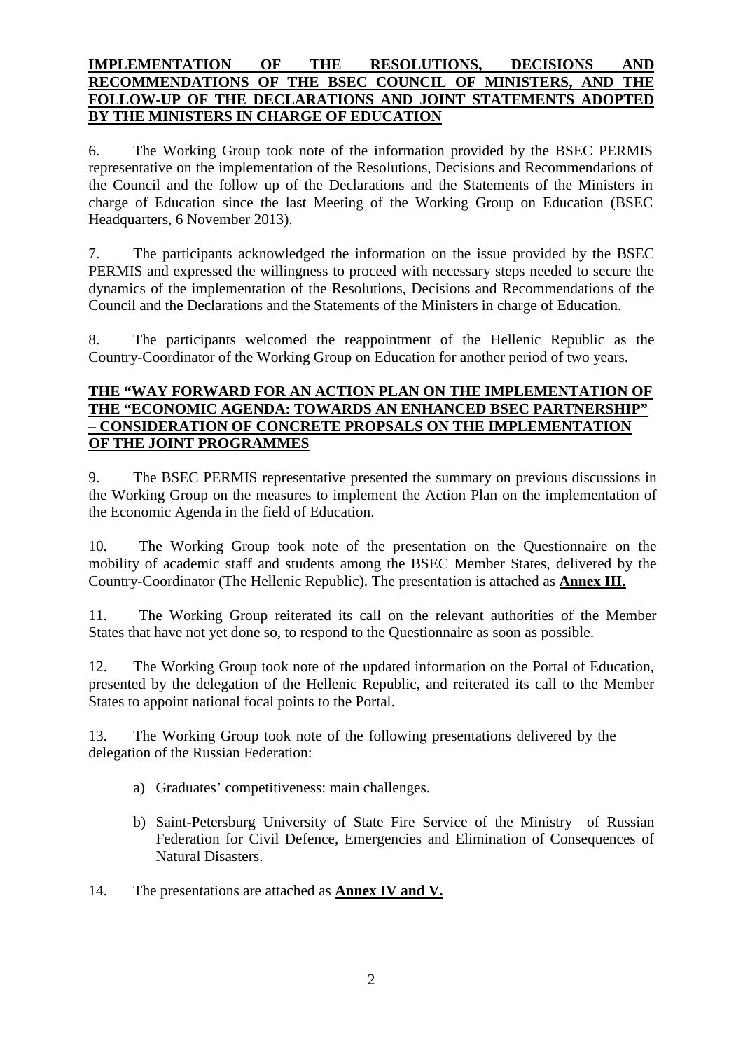**IMPLEMENTATION OF THE RESOLUTIONS, DECISIONS AND RECOMMENDATIONS OF THE BSEC COUNCIL OF MINISTERS, AND THE FOLLOW-UP OF THE DECLARATIONS AND JOINT STATEMENTS ADOPTED BY THE MINISTERS IN CHARGE OF EDUCATION**

6. The Working Group took note of the information provided by the BSEC PERMIS representative on the implementation of the Resolutions, Decisions and Recommendations of the Council and the follow up of the Declarations and the Statements of the Ministers in charge of Education since the last Meeting of the Working Group on Education (BSEC Headquarters, 6 November 2013).

7. The participants acknowledged the information on the issue provided by the BSEC PERMIS and expressed the willingness to proceed with necessary steps needed to secure the dynamics of the implementation of the Resolutions, Decisions and Recommendations of the Council and the Declarations and the Statements of the Ministers in charge of Education.

8. The participants welcomed the reappointment of the Hellenic Republic as the Country-Coordinator of the Working Group on Education for another period of two years.

**THE "WAY FORWARD FOR AN ACTION PLAN ON THE IMPLEMENTATION OF THE "ECONOMIC AGENDA: TOWARDS AN ENHANCED BSEC PARTNERSHIP" – CONSIDERATION OF CONCRETE PROPSALS ON THE IMPLEMENTATION OF THE JOINT PROGRAMMES**

9. The BSEC PERMIS representative presented the summary on previous discussions in the Working Group on the measures to implement the Action Plan on the implementation of the Economic Agenda in the field of Education.

10. The Working Group took note of the presentation on the Questionnaire on the mobility of academic staff and students among the BSEC Member States, delivered by the Country-Coordinator (The Hellenic Republic). The presentation is attached as **Annex III.**

11. The Working Group reiterated its call on the relevant authorities of the Member States that have not yet done so, to respond to the Questionnaire as soon as possible.

12. The Working Group took note of the updated information on the Portal of Education, presented by the delegation of the Hellenic Republic, and reiterated its call to the Member States to appoint national focal points to the Portal.

13. The Working Group took note of the following presentations delivered by the delegation of the Russian Federation:

a) Graduates' competitiveness: main challenges.

b) Saint-Petersburg University of State Fire Service of the Ministry of Russian Federation for Civil Defence, Emergencies and Elimination of Consequences of Natural Disasters.

14. The presentations are attached as **Annex IV and V.**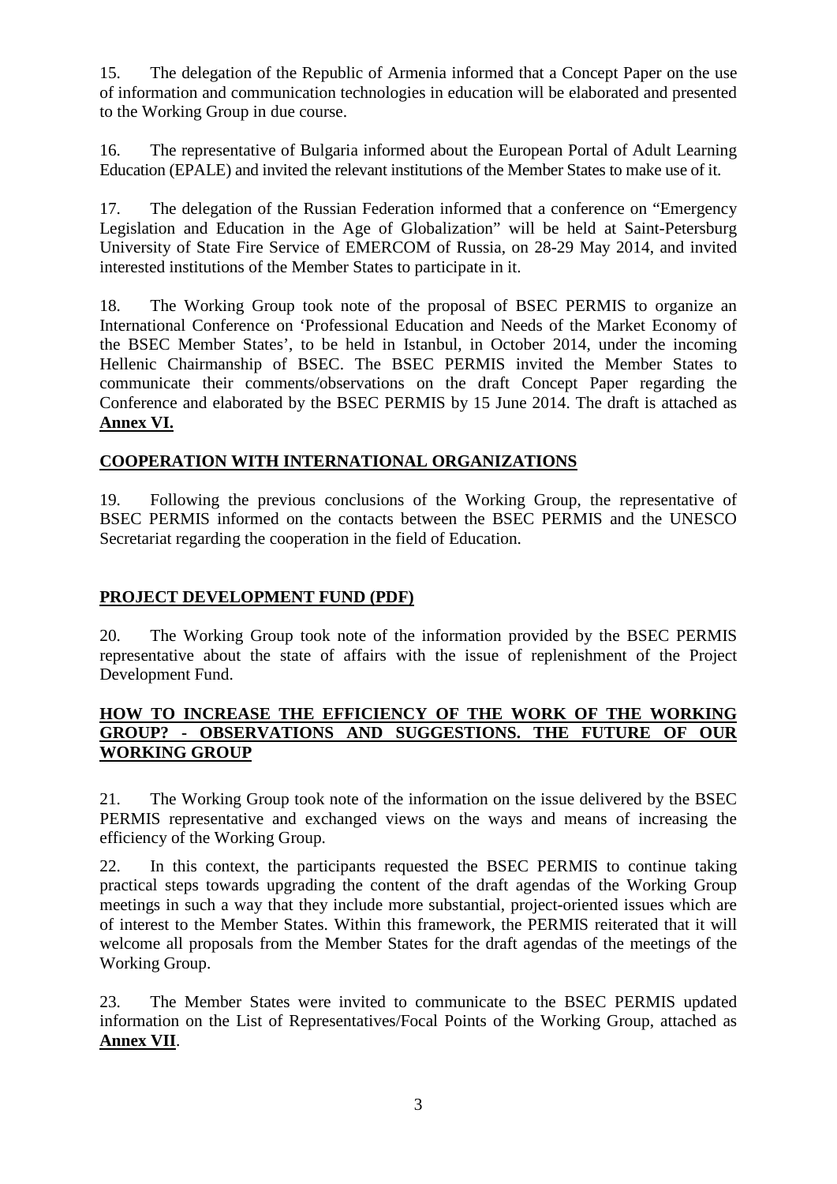15. The delegation of the Republic of Armenia informed that a Concept Paper on the use of information and communication technologies in education will be elaborated and presented to the Working Group in due course.

16. The representative of Bulgaria informed about the European Portal of Adult Learning Education (EPALE) and invited the relevant institutions of the Member States to make use of it.

17. The delegation of the Russian Federation informed that a conference on "Emergency Legislation and Education in the Age of Globalization" will be held at Saint-Petersburg University of State Fire Service of EMERCOM of Russia, on 28-29 May 2014, and invited interested institutions of the Member States to participate in it.

18. The Working Group took note of the proposal of BSEC PERMIS to organize an International Conference on 'Professional Education and Needs of the Market Economy of the BSEC Member States', to be held in Istanbul, in October 2014, under the incoming Hellenic Chairmanship of BSEC. The BSEC PERMIS invited the Member States to communicate their comments/observations on the draft Concept Paper regarding the Conference and elaborated by the BSEC PERMIS by 15 June 2014. The draft is attached as **Annex VI.**

## COOPERATION WITH INTERNATIONAL ORGANIZATIONS

19. Following the previous conclusions of the Working Group, the representative of BSEC PERMIS informed on the contacts between the BSEC PERMIS and the UNESCO Secretariat regarding the cooperation in the field of Education.

## PROJECT DEVELOPMENT FUND (PDF)

20. The Working Group took note of the information provided by the BSEC PERMIS representative about the state of affairs with the issue of replenishment of the Project Development Fund.

## HOW TO INCREASE THE EFFICIENCY OF THE WORK OF THE WORKING GROUP? - OBSERVATIONS AND SUGGESTIONS. THE FUTURE OF OUR WORKING GROUP

21. The Working Group took note of the information on the issue delivered by the BSEC PERMIS representative and exchanged views on the ways and means of increasing the efficiency of the Working Group.

22. In this context, the participants requested the BSEC PERMIS to continue taking practical steps towards upgrading the content of the draft agendas of the Working Group meetings in such a way that they include more substantial, project-oriented issues which are of interest to the Member States. Within this framework, the PERMIS reiterated that it will welcome all proposals from the Member States for the draft agendas of the meetings of the Working Group.

23. The Member States were invited to communicate to the BSEC PERMIS updated information on the List of Representatives/Focal Points of the Working Group, attached as **Annex VII**.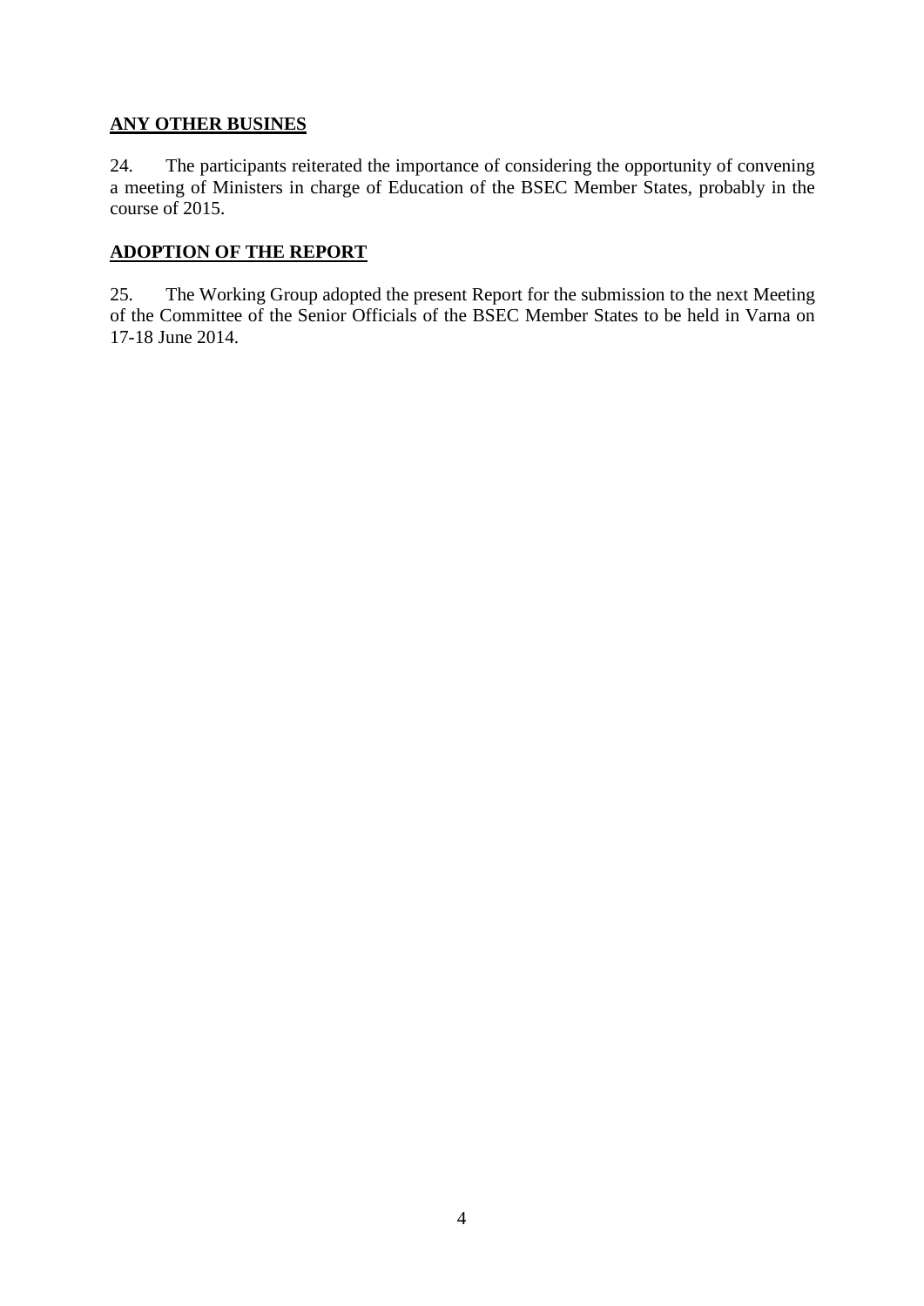**ANY OTHER BUSINES**

24. The participants reiterated the importance of considering the opportunity of convening a meeting of Ministers in charge of Education of the BSEC Member States, probably in the course of 2015.

**ADOPTION OF THE REPORT**

25. The Working Group adopted the present Report for the submission to the next Meeting of the Committee of the Senior Officials of the BSEC Member States to be held in Varna on 17-18 June 2014.